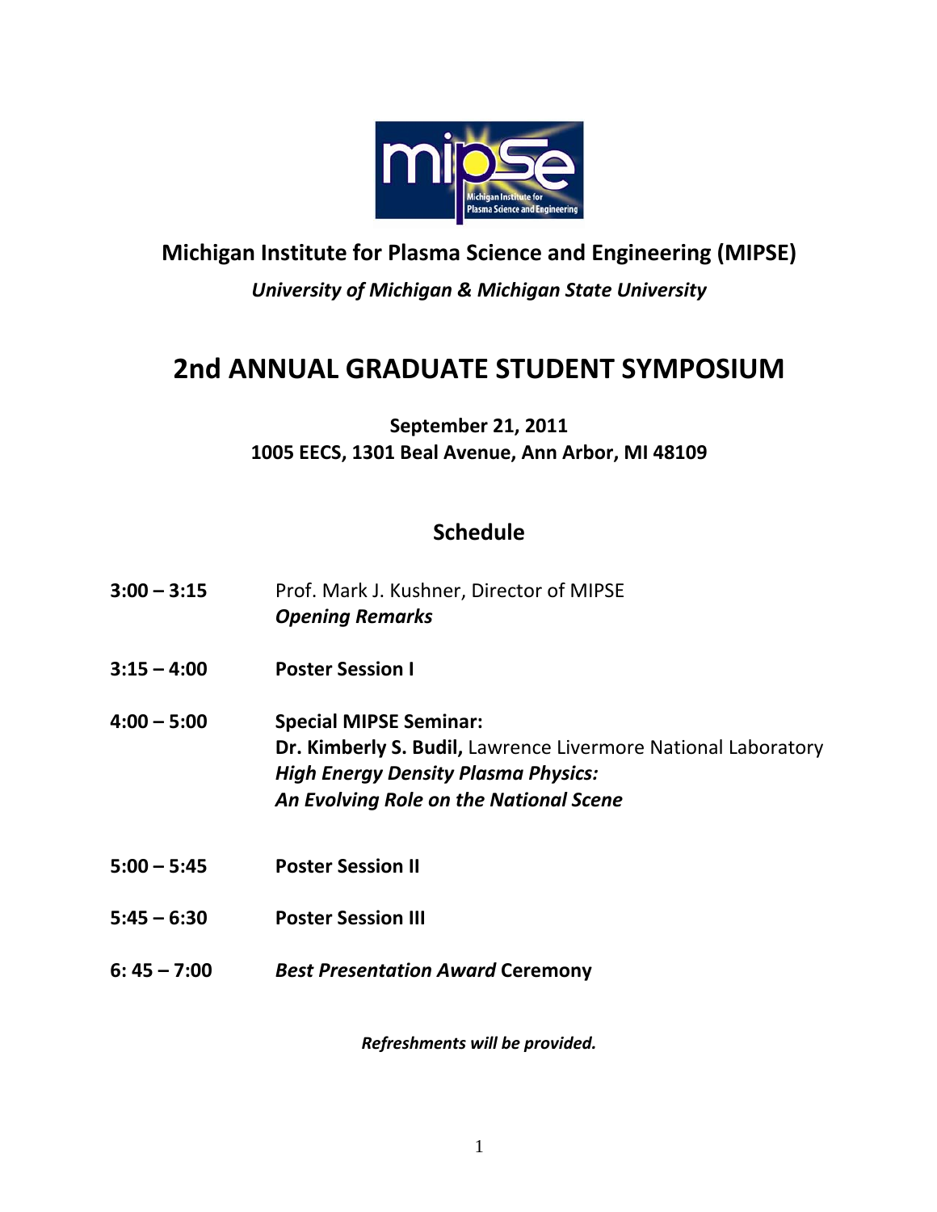# Michigan Institute for Plasma Science and Engineering (MIPSE)

***University of Michigan & Michigan State University***

# 2nd ANNUAL GRADUATE STUDENT SYMPOSIUM

**September 21, 2011**
**1005 EECS, 1301 Beal Avenue, Ann Arbor, MI 48109**

## Schedule

**3:00 – 3:15** Prof. Mark J. Kushner, Director of MIPSE
***Opening Remarks***

**3:15 – 4:00** **Poster Session I**

**4:00 – 5:00** **Special MIPSE Seminar:**
**Dr. Kimberly S. Budil,** Lawrence Livermore National Laboratory
***High Energy Density Plasma Physics:***
***An Evolving Role on the National Scene***

**5:00 – 5:45** **Poster Session II**

**5:45 – 6:30** **Poster Session III**

**6: 45 – 7:00** ***Best Presentation Award*** **Ceremony**

***Refreshments will be provided.***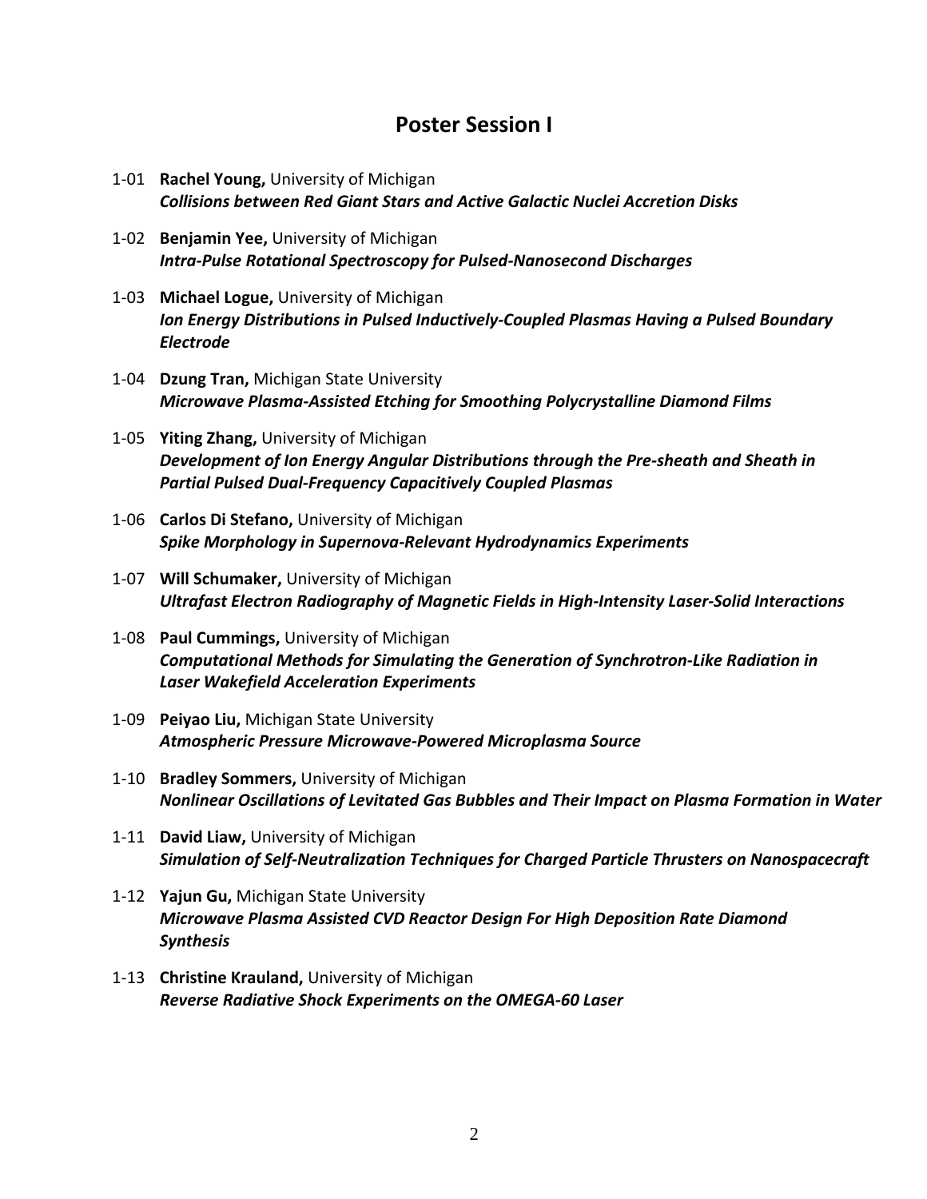## Poster Session I

1-01 **Rachel Young,** University of Michigan
***Collisions between Red Giant Stars and Active Galactic Nuclei Accretion Disks***

1-02 **Benjamin Yee,** University of Michigan
***Intra-Pulse Rotational Spectroscopy for Pulsed-Nanosecond Discharges***

1-03 **Michael Logue,** University of Michigan
***Ion Energy Distributions in Pulsed Inductively-Coupled Plasmas Having a Pulsed Boundary Electrode***

1-04 **Dzung Tran,** Michigan State University
***Microwave Plasma-Assisted Etching for Smoothing Polycrystalline Diamond Films***

1-05 **Yiting Zhang,** University of Michigan
***Development of Ion Energy Angular Distributions through the Pre-sheath and Sheath in Partial Pulsed Dual-Frequency Capacitively Coupled Plasmas***

1-06 **Carlos Di Stefano,** University of Michigan
***Spike Morphology in Supernova-Relevant Hydrodynamics Experiments***

1-07 **Will Schumaker,** University of Michigan
***Ultrafast Electron Radiography of Magnetic Fields in High-Intensity Laser-Solid Interactions***

1-08 **Paul Cummings,** University of Michigan
***Computational Methods for Simulating the Generation of Synchrotron-Like Radiation in Laser Wakefield Acceleration Experiments***

1-09 **Peiyao Liu,** Michigan State University
***Atmospheric Pressure Microwave-Powered Microplasma Source***

1-10 **Bradley Sommers,** University of Michigan
***Nonlinear Oscillations of Levitated Gas Bubbles and Their Impact on Plasma Formation in Water***

1-11 **David Liaw,** University of Michigan
***Simulation of Self-Neutralization Techniques for Charged Particle Thrusters on Nanospacecraft***

1-12 **Yajun Gu,** Michigan State University
***Microwave Plasma Assisted CVD Reactor Design For High Deposition Rate Diamond Synthesis***

1-13 **Christine Krauland,** University of Michigan
***Reverse Radiative Shock Experiments on the OMEGA-60 Laser***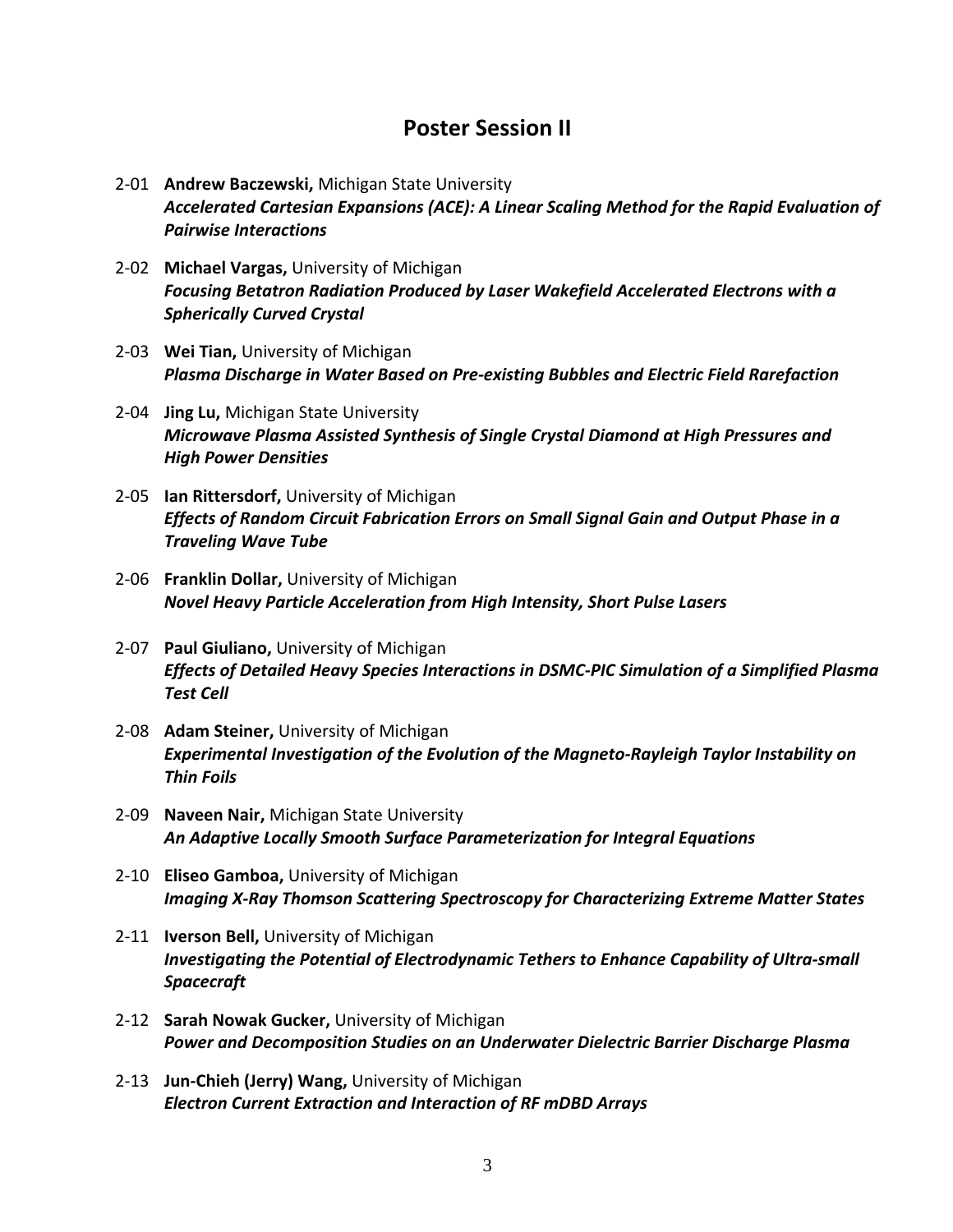## Poster Session II

2-01 **Andrew Baczewski,** Michigan State University
***Accelerated Cartesian Expansions (ACE): A Linear Scaling Method for the Rapid Evaluation of Pairwise Interactions***

2-02 **Michael Vargas,** University of Michigan
***Focusing Betatron Radiation Produced by Laser Wakefield Accelerated Electrons with a Spherically Curved Crystal***

2-03 **Wei Tian,** University of Michigan
***Plasma Discharge in Water Based on Pre-existing Bubbles and Electric Field Rarefaction***

2-04 **Jing Lu,** Michigan State University
***Microwave Plasma Assisted Synthesis of Single Crystal Diamond at High Pressures and High Power Densities***

2-05 **Ian Rittersdorf,** University of Michigan
***Effects of Random Circuit Fabrication Errors on Small Signal Gain and Output Phase in a Traveling Wave Tube***

2-06 **Franklin Dollar,** University of Michigan
***Novel Heavy Particle Acceleration from High Intensity, Short Pulse Lasers***

2-07 **Paul Giuliano,** University of Michigan
***Effects of Detailed Heavy Species Interactions in DSMC-PIC Simulation of a Simplified Plasma Test Cell***

2-08 **Adam Steiner,** University of Michigan
***Experimental Investigation of the Evolution of the Magneto-Rayleigh Taylor Instability on Thin Foils***

2-09 **Naveen Nair,** Michigan State University
***An Adaptive Locally Smooth Surface Parameterization for Integral Equations***

2-10 **Eliseo Gamboa,** University of Michigan
***Imaging X-Ray Thomson Scattering Spectroscopy for Characterizing Extreme Matter States***

2-11 **Iverson Bell,** University of Michigan
***Investigating the Potential of Electrodynamic Tethers to Enhance Capability of Ultra-small Spacecraft***

2-12 **Sarah Nowak Gucker,** University of Michigan
***Power and Decomposition Studies on an Underwater Dielectric Barrier Discharge Plasma***

2-13 **Jun-Chieh (Jerry) Wang,** University of Michigan
***Electron Current Extraction and Interaction of RF mDBD Arrays***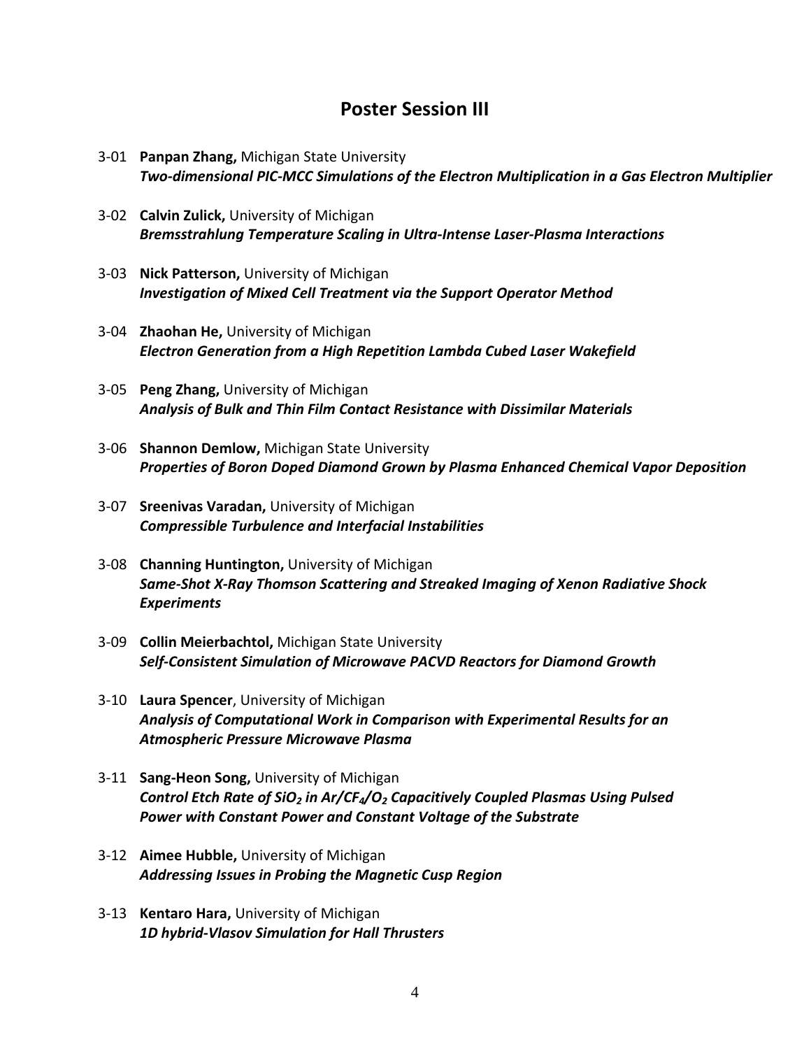## Poster Session III

3-01 **Panpan Zhang,** Michigan State University
***Two-dimensional PIC-MCC Simulations of the Electron Multiplication in a Gas Electron Multiplier***

3-02 **Calvin Zulick,** University of Michigan
***Bremsstrahlung Temperature Scaling in Ultra-Intense Laser-Plasma Interactions***

3-03 **Nick Patterson,** University of Michigan
***Investigation of Mixed Cell Treatment via the Support Operator Method***

3-04 **Zhaohan He,** University of Michigan
***Electron Generation from a High Repetition Lambda Cubed Laser Wakefield***

3-05 **Peng Zhang,** University of Michigan
***Analysis of Bulk and Thin Film Contact Resistance with Dissimilar Materials***

3-06 **Shannon Demlow,** Michigan State University
***Properties of Boron Doped Diamond Grown by Plasma Enhanced Chemical Vapor Deposition***

3-07 **Sreenivas Varadan,** University of Michigan
***Compressible Turbulence and Interfacial Instabilities***

3-08 **Channing Huntington,** University of Michigan
***Same-Shot X-Ray Thomson Scattering and Streaked Imaging of Xenon Radiative Shock Experiments***

3-09 **Collin Meierbachtol,** Michigan State University
***Self-Consistent Simulation of Microwave PACVD Reactors for Diamond Growth***

3-10 **Laura Spencer**, University of Michigan
***Analysis of Computational Work in Comparison with Experimental Results for an Atmospheric Pressure Microwave Plasma***

3-11 **Sang-Heon Song,** University of Michigan
***Control Etch Rate of $SiO_2$ in $Ar/CF_4/O_2$ Capacitively Coupled Plasmas Using Pulsed Power with Constant Power and Constant Voltage of the Substrate***

3-12 **Aimee Hubble,** University of Michigan
***Addressing Issues in Probing the Magnetic Cusp Region***

3-13 **Kentaro Hara,** University of Michigan
***1D hybrid-Vlasov Simulation for Hall Thrusters***